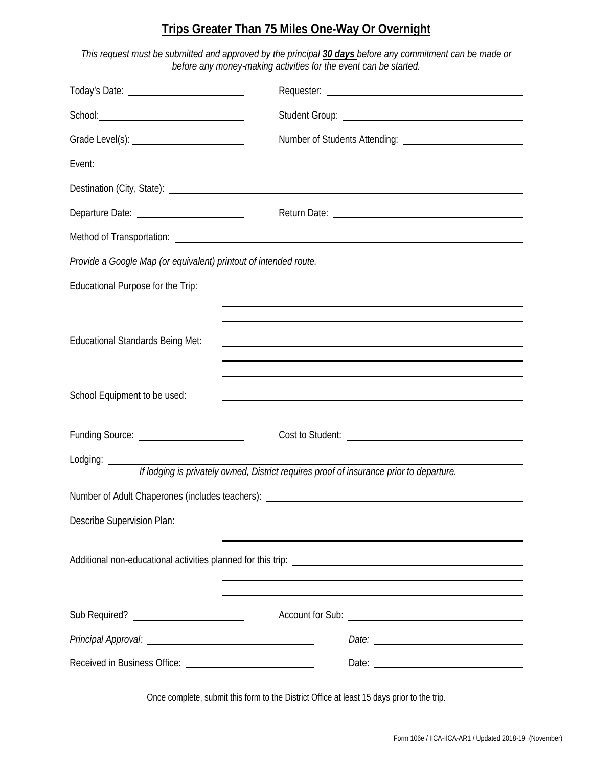# Trips Greater Than 75 Miles One-Way Or Overnight

*This request must be submitted and approved by the principal* ***30 days*** *before any commitment can be made or before any money-making activities for the event can be started.*

Today's Date: ______________________ Requester: ______________________

School: ______________________ Student Group: ______________________

Grade Level(s): ______________________ Number of Students Attending: ______________________

Event: ______________________

Destination (City, State): ______________________

Departure Date: ______________________ Return Date: ______________________

Method of Transportation: ______________________

*Provide a Google Map (or equivalent) printout of intended route.*

Educational Purpose for the Trip: ______________________

Educational Standards Being Met: ______________________

School Equipment to be used: ______________________

Funding Source: ______________________ Cost to Student: ______________________

Lodging: ______________________

*If lodging is privately owned, District requires proof of insurance prior to departure.*

Number of Adult Chaperones (includes teachers): ______________________

Describe Supervision Plan: ______________________

Additional non-educational activities planned for this trip: ______________________

Sub Required? ______________________ Account for Sub: ______________________

*Principal Approval:* ______________________ *Date:* ______________________

Received in Business Office: ______________________ Date: ______________________

Once complete, submit this form to the District Office at least 15 days prior to the trip.

Form 106e / IICA-IICA-AR1 / Updated 2018-19 (November)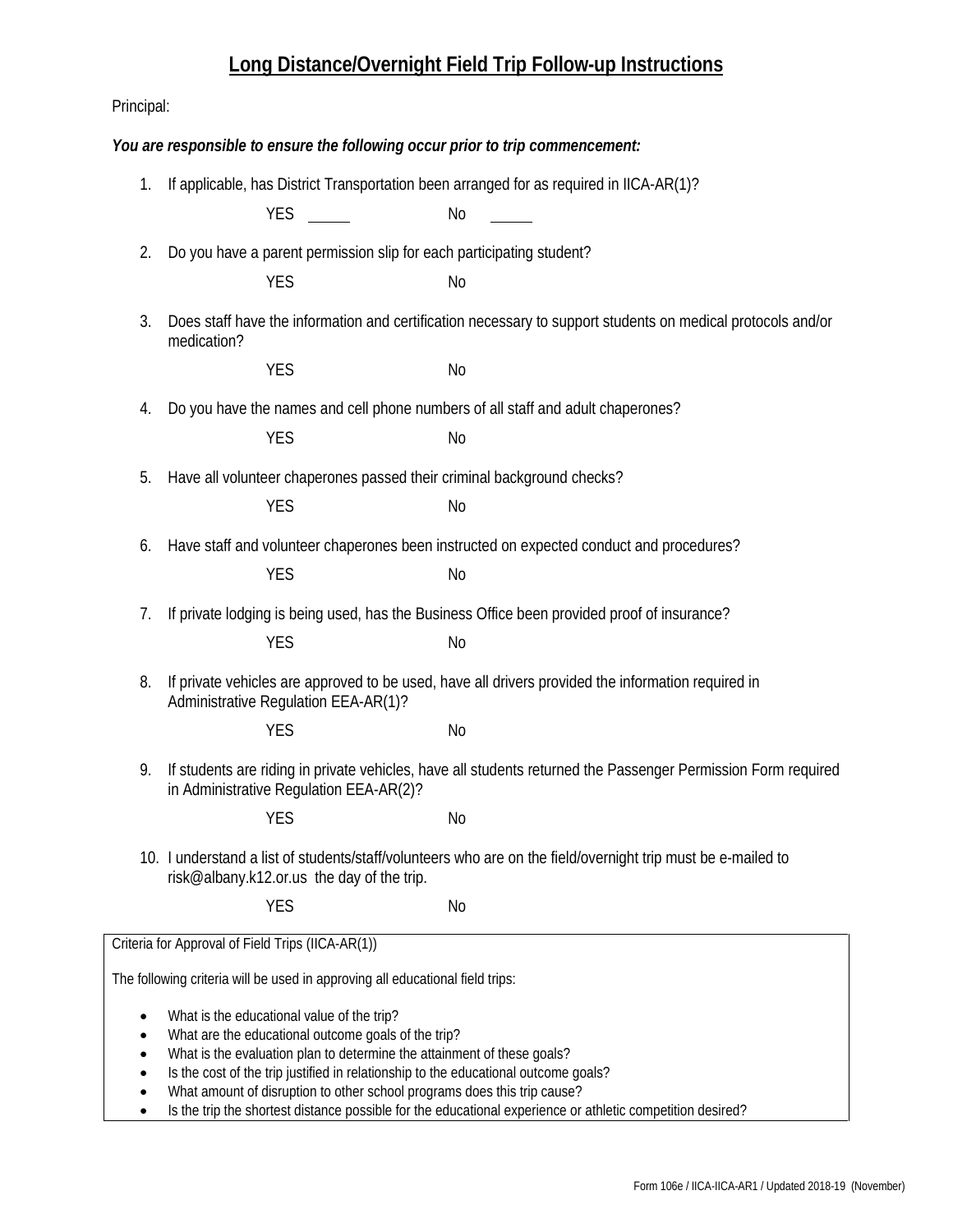# Long Distance/Overnight Field Trip Follow-up Instructions

Principal:

***You are responsible to ensure the following occur prior to trip commencement:***

1. If applicable, has District Transportation been arranged for as required in IICA-AR(1)?

   YES _____ No _____

2. Do you have a parent permission slip for each participating student?

   YES No

3. Does staff have the information and certification necessary to support students on medical protocols and/or medication?

   YES No

4. Do you have the names and cell phone numbers of all staff and adult chaperones?

   YES No

5. Have all volunteer chaperones passed their criminal background checks?

   YES No

6. Have staff and volunteer chaperones been instructed on expected conduct and procedures?

   YES No

7. If private lodging is being used, has the Business Office been provided proof of insurance?

   YES No

8. If private vehicles are approved to be used, have all drivers provided the information required in Administrative Regulation EEA-AR(1)?

   YES No

9. If students are riding in private vehicles, have all students returned the Passenger Permission Form required in Administrative Regulation EEA-AR(2)?

   YES No

10. I understand a list of students/staff/volunteers who are on the field/overnight trip must be e-mailed to risk@albany.k12.or.us the day of the trip.

    YES No

Criteria for Approval of Field Trips (IICA-AR(1))

The following criteria will be used in approving all educational field trips:

- What is the educational value of the trip?
- What are the educational outcome goals of the trip?
- What is the evaluation plan to determine the attainment of these goals?
- Is the cost of the trip justified in relationship to the educational outcome goals?
- What amount of disruption to other school programs does this trip cause?
- Is the trip the shortest distance possible for the educational experience or athletic competition desired?

Form 106e / IICA-IICA-AR1 / Updated 2018-19 (November)